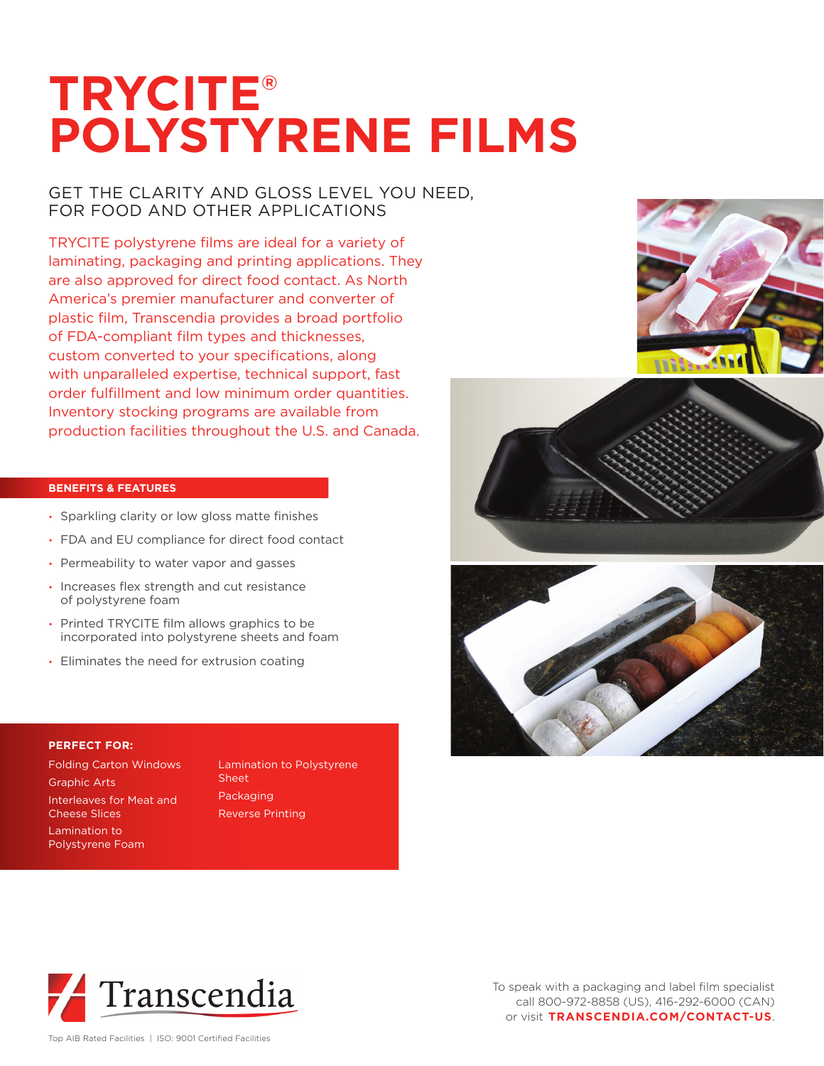# TRYCITE® POLYSTYRENE FILMS

## GET THE CLARITY AND GLOSS LEVEL YOU NEED, FOR FOOD AND OTHER APPLICATIONS

TRYCITE polystyrene films are ideal for a variety of laminating, packaging and printing applications. They are also approved for direct food contact. As North America's premier manufacturer and converter of plastic film, Transcendia provides a broad portfolio of FDA-compliant film types and thicknesses, custom converted to your specifications, along with unparalleled expertise, technical support, fast order fulfillment and low minimum order quantities. Inventory stocking programs are available from production facilities throughout the U.S. and Canada.

### BENEFITS & FEATURES

- Sparkling clarity or low gloss matte finishes
- FDA and EU compliance for direct food contact
- Permeability to water vapor and gasses
- Increases flex strength and cut resistance of polystyrene foam
- Printed TRYCITE film allows graphics to be incorporated into polystyrene sheets and foam
- Eliminates the need for extrusion coating

### PERFECT FOR:

- Folding Carton Windows
- Graphic Arts
- Interleaves for Meat and Cheese Slices
- Lamination to Polystyrene Foam
- Lamination to Polystyrene Sheet
- Packaging
- Reverse Printing

Transcendia

Top AIB Rated Facilities | ISO: 9001 Certified Facilities

To speak with a packaging and label film specialist call 800-972-8858 (US), 416-292-6000 (CAN) or visit **TRANSCENDIA.COM/CONTACT-US**.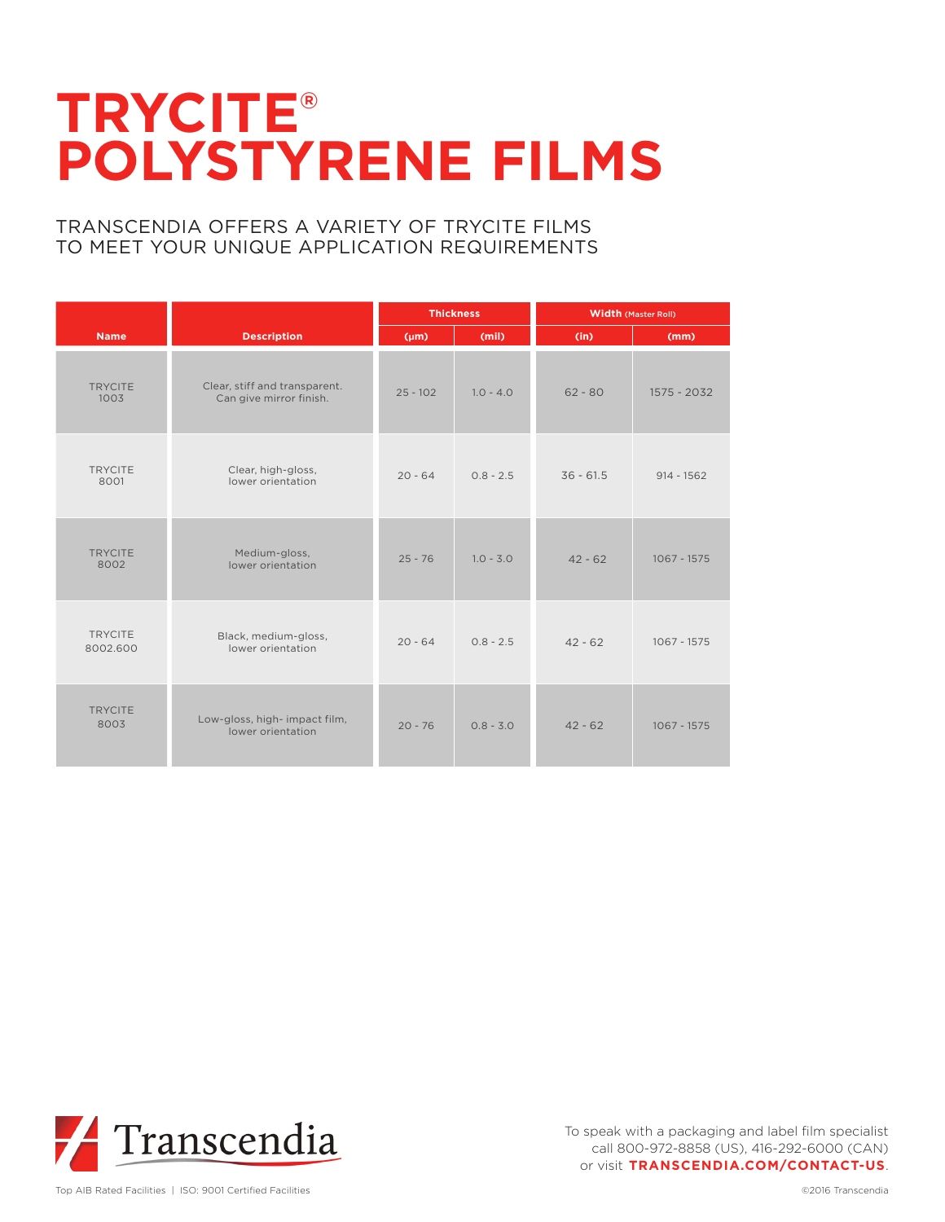# TRYCITE® POLYSTYRENE FILMS

## TRANSCENDIA OFFERS A VARIETY OF TRYCITE FILMS TO MEET YOUR UNIQUE APPLICATION REQUIREMENTS

| Name | Description | Thickness | | Width (Master Roll) | |
|---|---|---|---|---|---|
| | | (μm) | (mil) | (in) | (mm) |
| TRYCITE 1003 | Clear, stiff and transparent. Can give mirror finish. | 25 - 102 | 1.0 - 4.0 | 62 - 80 | 1575 - 2032 |
| TRYCITE 8001 | Clear, high-gloss, lower orientation | 20 - 64 | 0.8 - 2.5 | 36 - 61.5 | 914 - 1562 |
| TRYCITE 8002 | Medium-gloss, lower orientation | 25 - 76 | 1.0 - 3.0 | 42 - 62 | 1067 - 1575 |
| TRYCITE 8002.600 | Black, medium-gloss, lower orientation | 20 - 64 | 0.8 - 2.5 | 42 - 62 | 1067 - 1575 |
| TRYCITE 8003 | Low-gloss, high- impact film, lower orientation | 20 - 76 | 0.8 - 3.0 | 42 - 62 | 1067 - 1575 |

Transcendia

To speak with a packaging and label film specialist call 800-972-8858 (US), 416-292-6000 (CAN) or visit **TRANSCENDIA.COM/CONTACT-US**.

Top AIB Rated Facilities | ISO: 9001 Certified Facilities

©2016 Transcendia